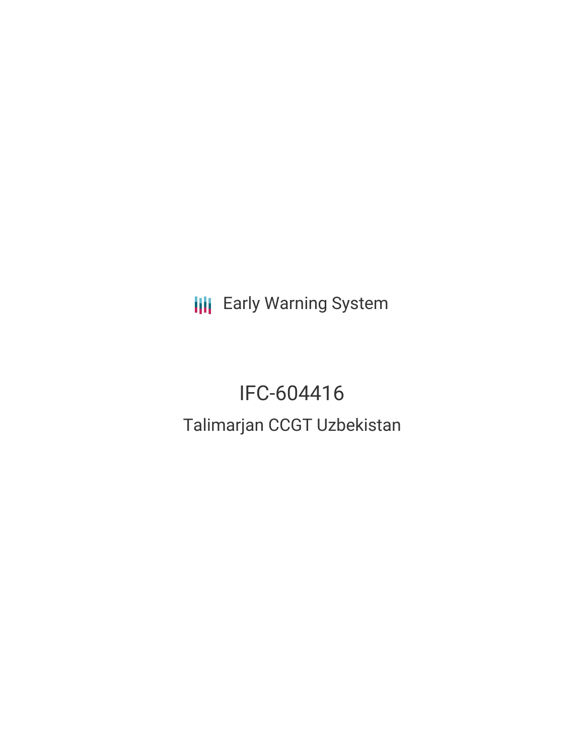Early Warning System

# IFC-604416

## Talimarjan CCGT Uzbekistan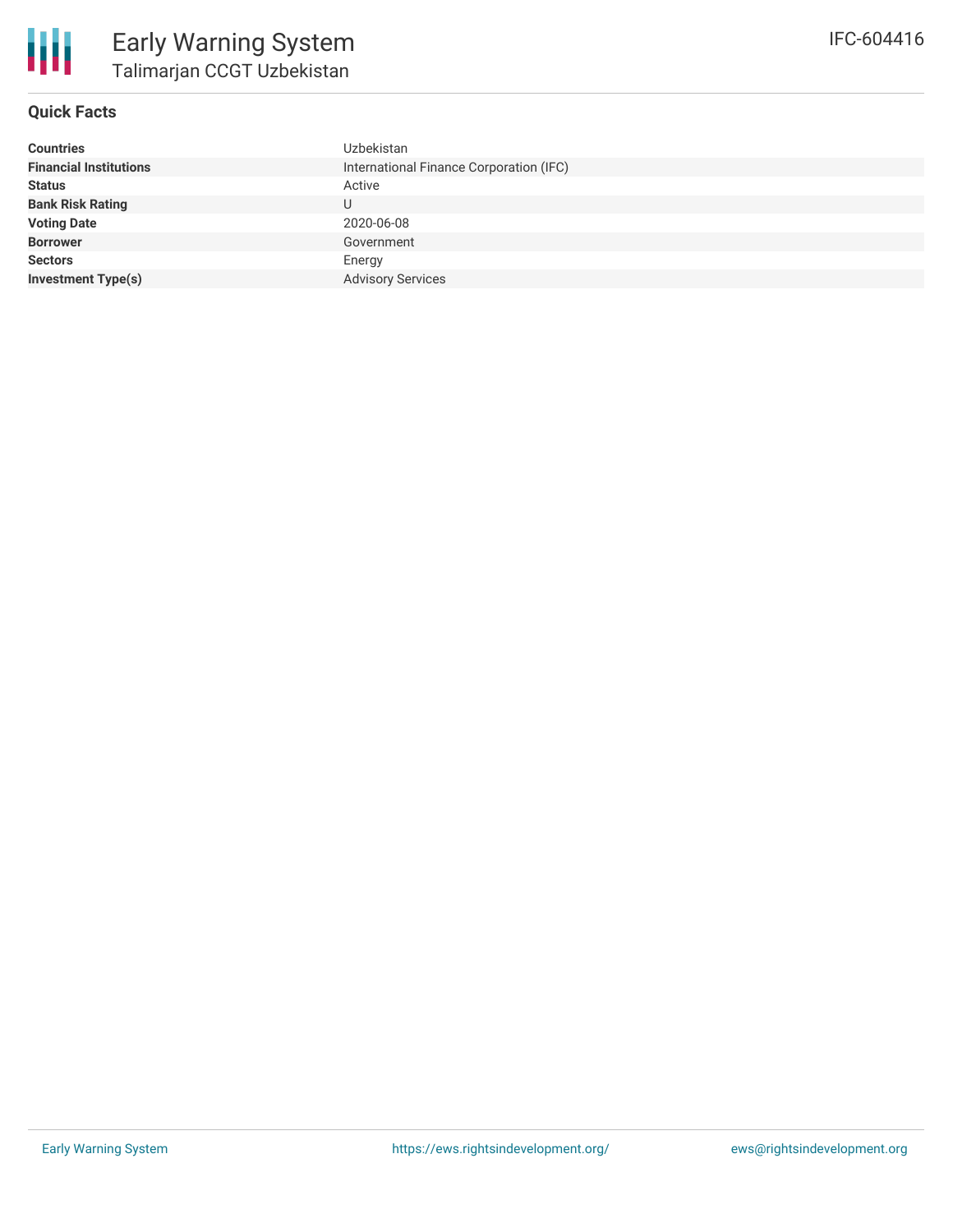# Early Warning System

## Talimarjan CCGT Uzbekistan

IFC-604416

### Quick Facts

| | |
|---|---|
| **Countries** | Uzbekistan |
| **Financial Institutions** | International Finance Corporation (IFC) |
| **Status** | Active |
| **Bank Risk Rating** | U |
| **Voting Date** | 2020-06-08 |
| **Borrower** | Government |
| **Sectors** | Energy |
| **Investment Type(s)** | Advisory Services |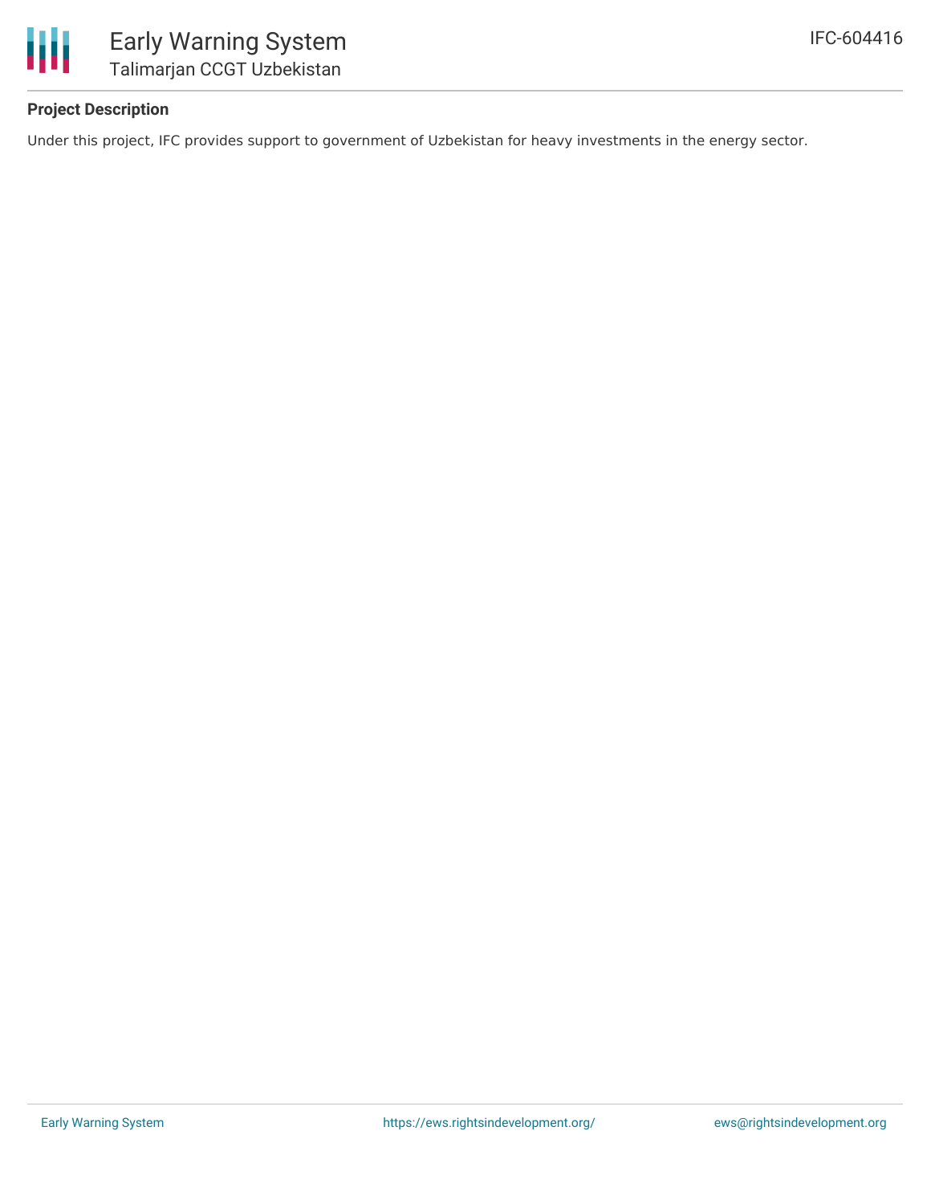# Early Warning System

## Talimarjan CCGT Uzbekistan

IFC-604416

### Project Description

Under this project, IFC provides support to government of Uzbekistan for heavy investments in the energy sector.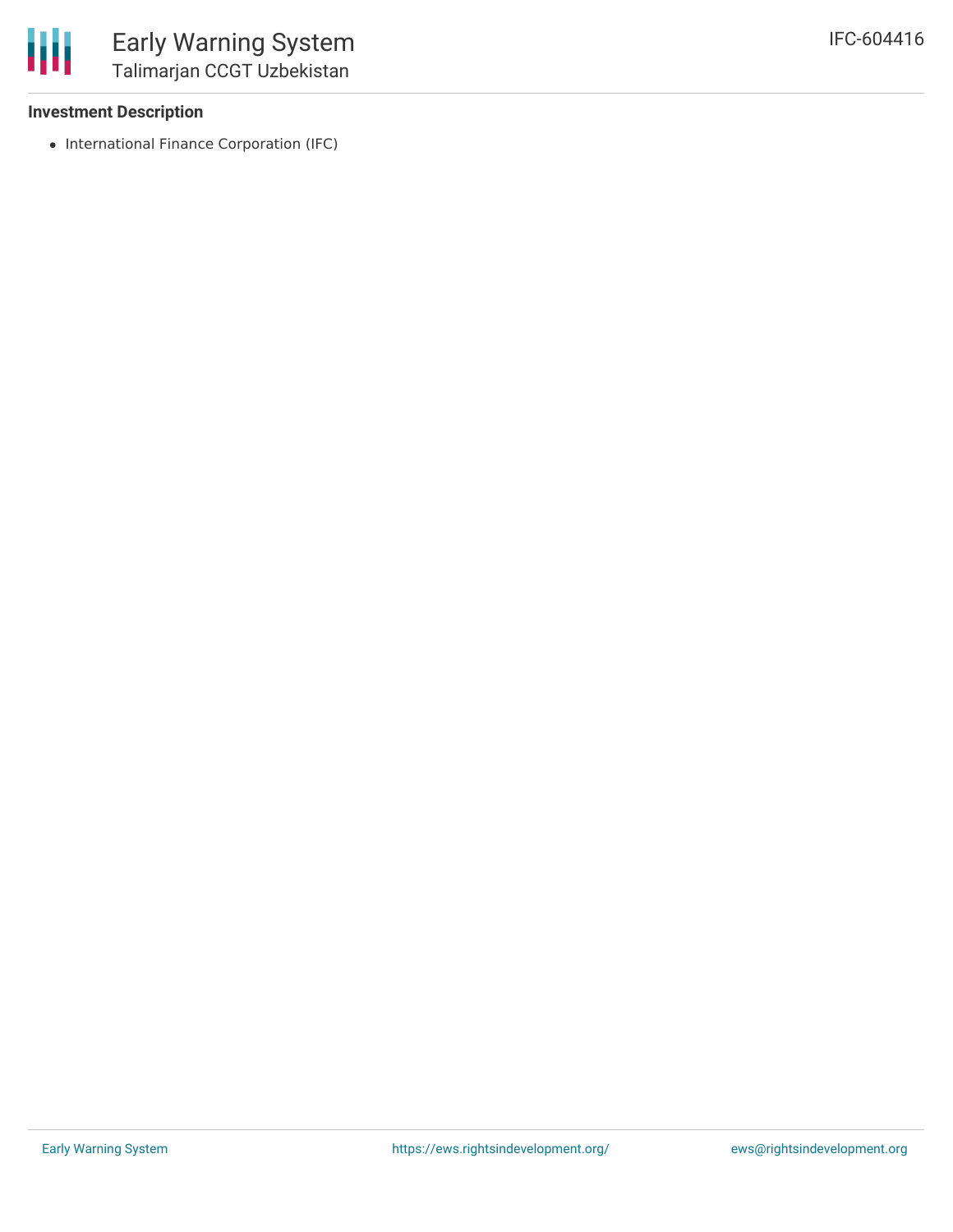### Investment Description

- International Finance Corporation (IFC)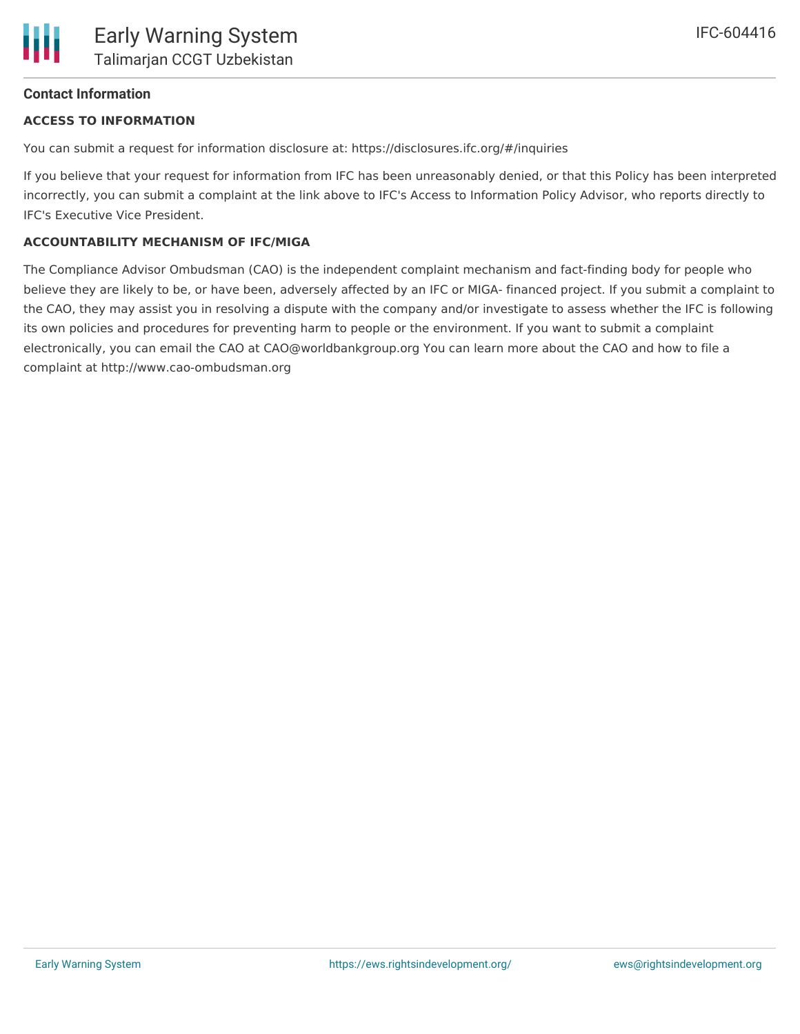## Contact Information

### ACCESS TO INFORMATION

You can submit a request for information disclosure at: https://disclosures.ifc.org/#/inquiries

If you believe that your request for information from IFC has been unreasonably denied, or that this Policy has been interpreted incorrectly, you can submit a complaint at the link above to IFC's Access to Information Policy Advisor, who reports directly to IFC's Executive Vice President.

### ACCOUNTABILITY MECHANISM OF IFC/MIGA

The Compliance Advisor Ombudsman (CAO) is the independent complaint mechanism and fact-finding body for people who believe they are likely to be, or have been, adversely affected by an IFC or MIGA- financed project. If you submit a complaint to the CAO, they may assist you in resolving a dispute with the company and/or investigate to assess whether the IFC is following its own policies and procedures for preventing harm to people or the environment. If you want to submit a complaint electronically, you can email the CAO at CAO@worldbankgroup.org You can learn more about the CAO and how to file a complaint at http://www.cao-ombudsman.org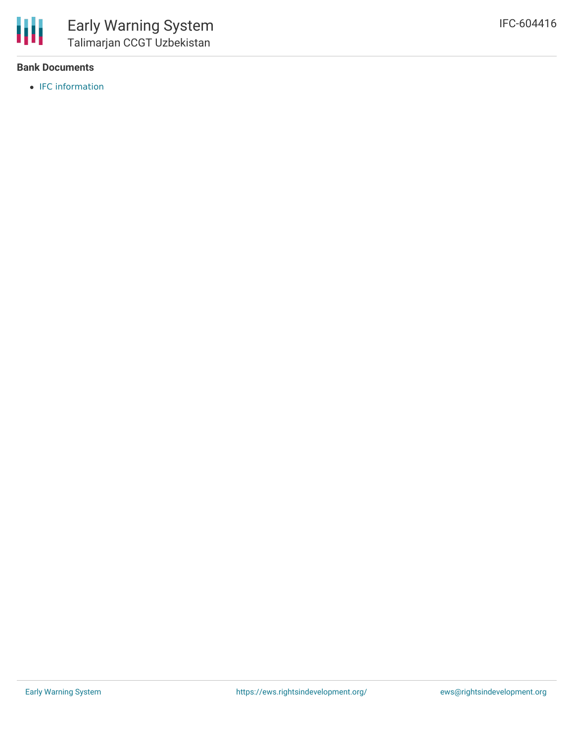**Bank Documents**

- IFC information